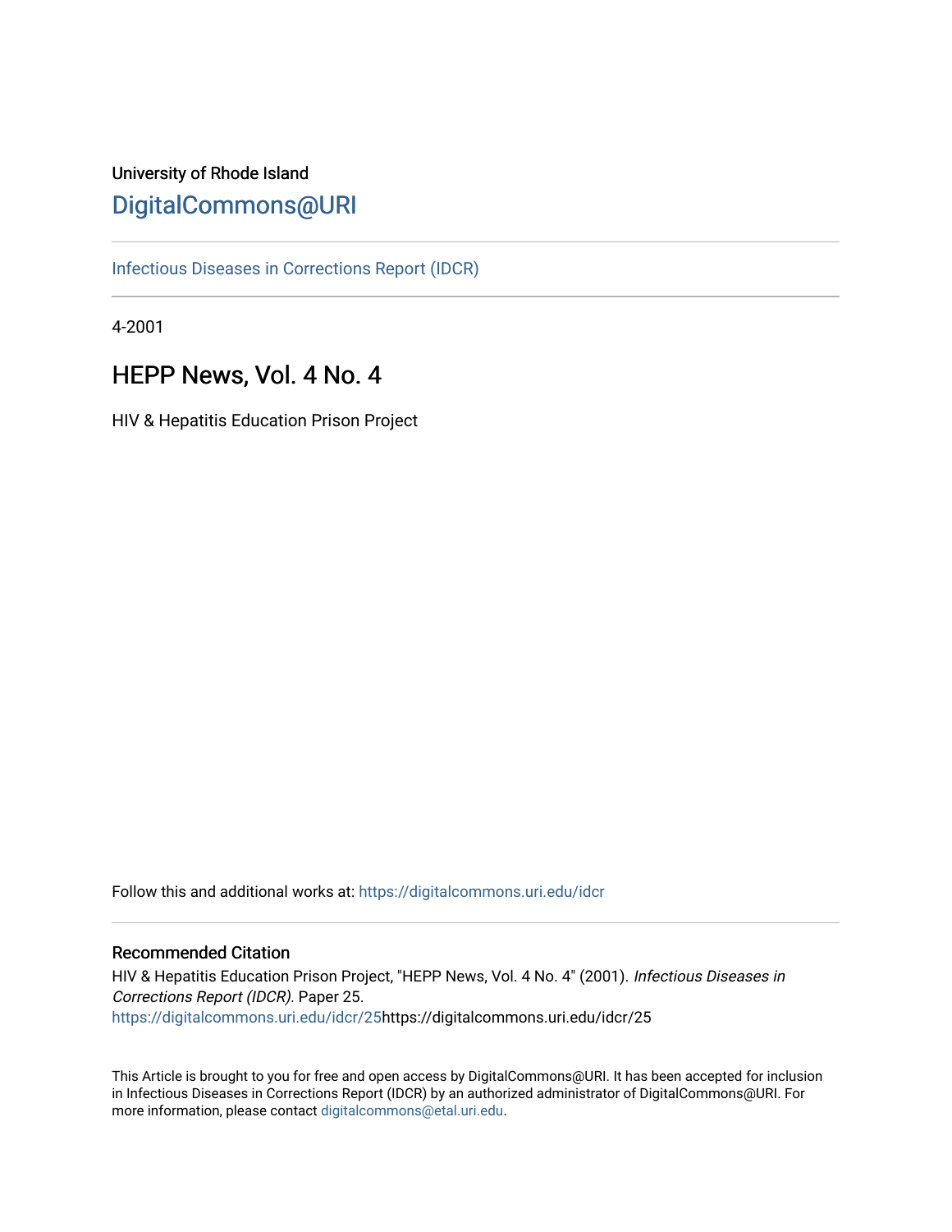University of Rhode Island

# DigitalCommons@URI

Infectious Diseases in Corrections Report (IDCR)

4-2001

## HEPP News, Vol. 4 No. 4

HIV & Hepatitis Education Prison Project

Follow this and additional works at: https://digitalcommons.uri.edu/idcr

### Recommended Citation

HIV & Hepatitis Education Prison Project, "HEPP News, Vol. 4 No. 4" (2001). *Infectious Diseases in Corrections Report (IDCR)*. Paper 25.
https://digitalcommons.uri.edu/idcr/25https://digitalcommons.uri.edu/idcr/25

This Article is brought to you for free and open access by DigitalCommons@URI. It has been accepted for inclusion in Infectious Diseases in Corrections Report (IDCR) by an authorized administrator of DigitalCommons@URI. For more information, please contact digitalcommons@etal.uri.edu.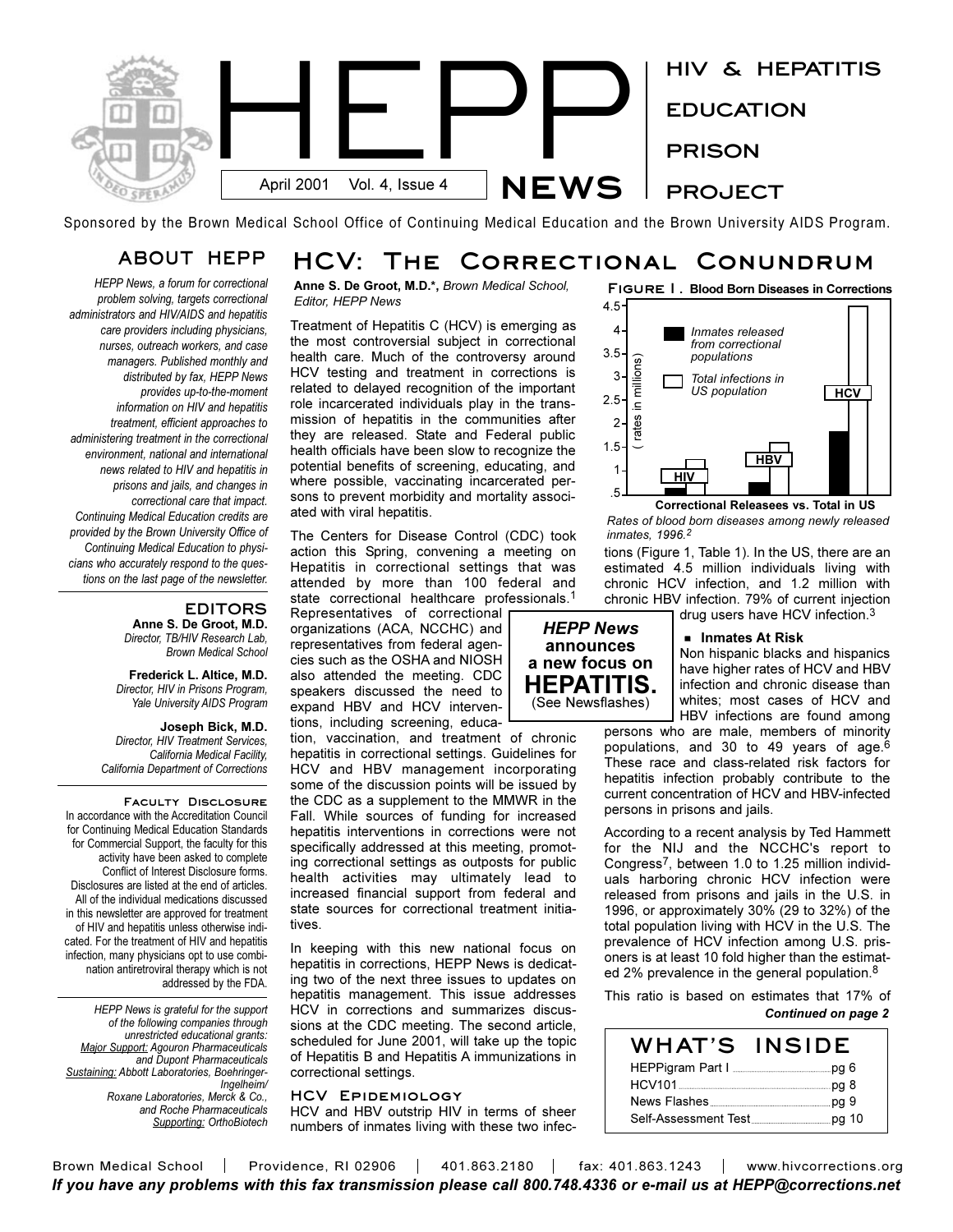# HEPP NEWS

April 2001 Vol. 4, Issue 4

HIV & HEPATITIS EDUCATION PRISON PROJECT

Sponsored by the Brown Medical School Office of Continuing Medical Education and the Brown University AIDS Program.

## ABOUT HEPP

*HEPP News, a forum for correctional problem solving, targets correctional administrators and HIV/AIDS and hepatitis care providers including physicians, nurses, outreach workers, and case managers. Published monthly and distributed by fax, HEPP News provides up-to-the-moment information on HIV and hepatitis treatment, efficient approaches to administering treatment in the correctional environment, national and international news related to HIV and hepatitis in prisons and jails, and changes in correctional care that impact. Continuing Medical Education credits are provided by the Brown University Office of Continuing Medical Education to physicians who accurately respond to the questions on the last page of the newsletter.*

### EDITORS

**Anne S. De Groot, M.D.**
*Director, TB/HIV Research Lab, Brown Medical School*

**Frederick L. Altice, M.D.**
*Director, HIV in Prisons Program, Yale University AIDS Program*

**Joseph Bick, M.D.**
*Director, HIV Treatment Services, California Medical Facility, California Department of Corrections*

### Faculty Disclosure

In accordance with the Accreditation Council for Continuing Medical Education Standards for Commercial Support, the faculty for this activity have been asked to complete Conflict of Interest Disclosure forms. Disclosures are listed at the end of articles. All of the individual medications discussed in this newsletter are approved for treatment of HIV and hepatitis unless otherwise indicated. For the treatment of HIV and hepatitis infection, many physicians opt to use combination antiretroviral therapy which is not addressed by the FDA.

*HEPP News is grateful for the support of the following companies through unrestricted educational grants:*
*Major Support: Agouron Pharmaceuticals and Dupont Pharmaceuticals*
*Sustaining: Abbott Laboratories, Boehringer-Ingelheim/ Roxane Laboratories, Merck & Co., and Roche Pharmaceuticals*
*Supporting: OrthoBiotech*

## HCV: The Correctional Conundrum

**Anne S. De Groot, M.D.\***, *Brown Medical School, Editor, HEPP News*

Treatment of Hepatitis C (HCV) is emerging as the most controversial subject in correctional health care. Much of the controversy around HCV testing and treatment in corrections is related to delayed recognition of the important role incarcerated individuals play in the transmission of hepatitis in the communities after they are released. State and Federal public health officials have been slow to recognize the potential benefits of screening, educating, and where possible, vaccinating incarcerated persons to prevent morbidity and mortality associated with viral hepatitis.

The Centers for Disease Control (CDC) took action this Spring, convening a meeting on Hepatitis in correctional settings that was attended by more than 100 federal and state correctional healthcare professionals.[1] Representatives of correctional organizations (ACA, NCCHC) and representatives from federal agencies such as the OSHA and NIOSH also attended the meeting. CDC speakers discussed the need to expand HBV and HCV interventions, including screening, education, vaccination, and treatment of chronic hepatitis in correctional settings. Guidelines for HCV and HBV management incorporating some of the discussion points will be issued by the CDC as a supplement to the MMWR in the Fall. While sources of funding for increased hepatitis interventions in corrections were not specifically addressed at this meeting, promoting correctional settings as outposts for public health activities may ultimately lead to increased financial support from federal and state sources for correctional treatment initiatives.

**HEPP News announces a new focus on HEPATITIS.** (See Newsflashes)

In keeping with this new national focus on hepatitis in corrections, HEPP News is dedicating two of the next three issues to updates on hepatitis management. This issue addresses HCV in corrections and summarizes discussions at the CDC meeting. The second article, scheduled for June 2001, will take up the topic of Hepatitis B and Hepatitis A immunizations in correctional settings.

### HCV Epidemiology

HCV and HBV outstrip HIV in terms of sheer numbers of inmates living with these two infections (Figure 1, Table 1). In the US, there are an estimated 4.5 million individuals living with chronic HCV infection, and 1.2 million with chronic HBV infection. 79% of current injection drug users have HCV infection.[3]

**Figure 1. Blood Born Diseases in Corrections**

| ( rates in millions) | HIV | HBV | HCV |
|---|---|---|---|
| Inmates released from correctional populations | | | |
| Total infections in US population | | | |

Correctional Releasees vs. Total in US

*Rates of blood born diseases among newly released inmates, 1996.[2]*

- **Inmates At Risk**

Non hispanic blacks and hispanics have higher rates of HCV and HBV infection and chronic disease than whites; most cases of HCV and HBV infections are found among persons who are male, members of minority populations, and 30 to 49 years of age.[6] These race and class-related risk factors for hepatitis infection probably contribute to the current concentration of HCV and HBV-infected persons in prisons and jails.

According to a recent analysis by Ted Hammett for the NIJ and the NCCHC's report to Congress[7], between 1.0 to 1.25 million individuals harboring chronic HCV infection were released from prisons and jails in the U.S. in 1996, or approximately 30% (29 to 32%) of the total population living with HCV in the U.S. The prevalence of HCV infection among U.S. prisoners is at least 10 fold higher than the estimated 2% prevalence in the general population.[8]

This ratio is based on estimates that 17% of

***Continued on page 2***

### WHAT'S INSIDE

- HEPPigram Part I .......... pg 6
- HCV101 .......... pg 8
- News Flashes .......... pg 9
- Self-Assessment Test .......... pg 10

Brown Medical School | Providence, RI 02906 | 401.863.2180 | fax: 401.863.1243 | www.hivcorrections.org

***If you have any problems with this fax transmission please call 800.748.4336 or e-mail us at HEPP@corrections.net***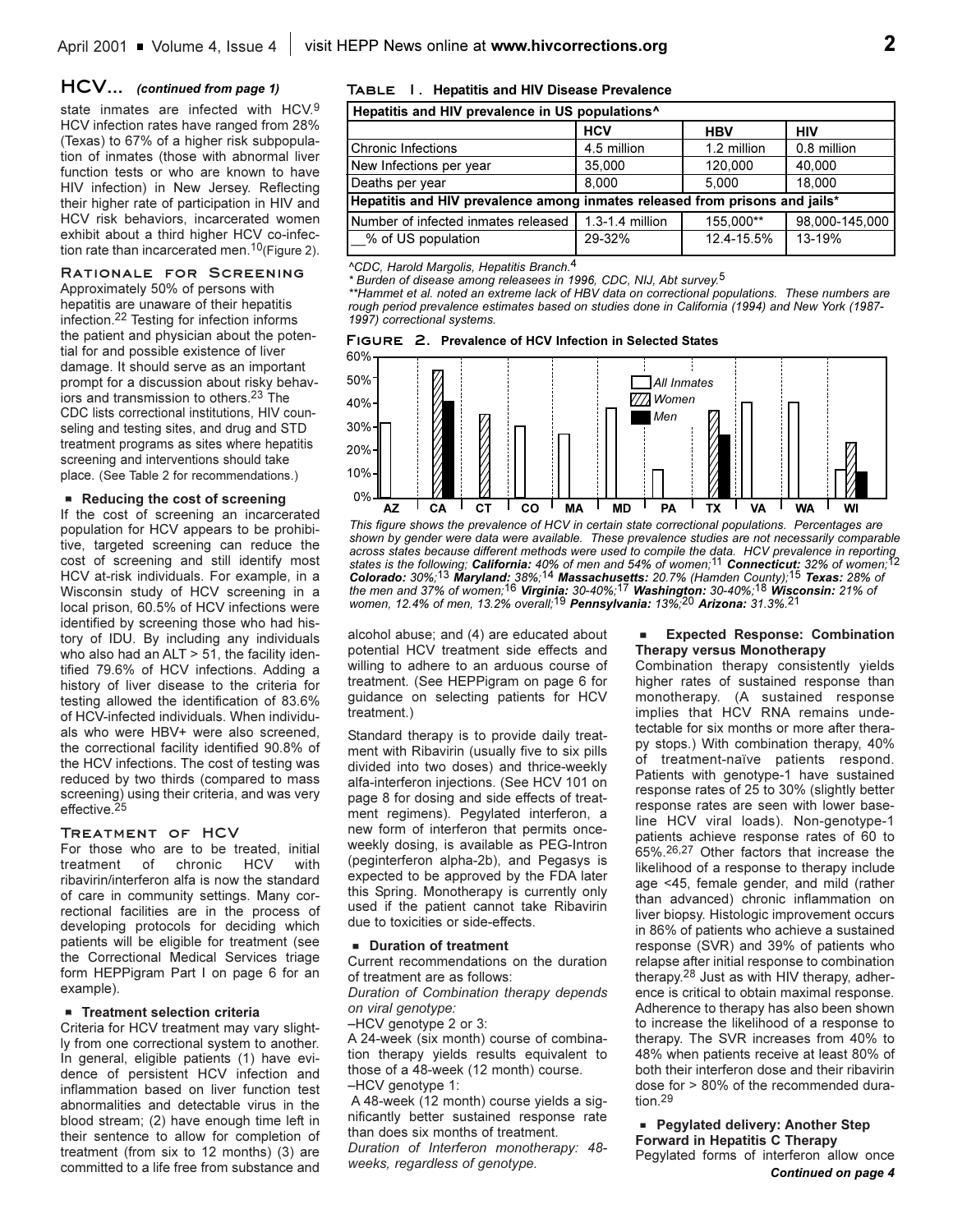## HCV... *(continued from page 1)*

state inmates are infected with HCV.[9] HCV infection rates have ranged from 28% (Texas) to 67% of a higher risk subpopulation of inmates (those with abnormal liver function tests or who are known to have HIV infection) in New Jersey. Reflecting their higher rate of participation in HIV and HCV risk behaviors, incarcerated women exhibit about a third higher HCV co-infection rate than incarcerated men.[10] (Figure 2).

## Rationale for Screening

Approximately 50% of persons with hepatitis are unaware of their hepatitis infection.[22] Testing for infection informs the patient and physician about the potential for and possible existence of liver damage. It should serve as an important prompt for a discussion about risky behaviors and transmission to others.[23] The CDC lists correctional institutions, HIV counseling and testing sites, and drug and STD treatment programs as sites where hepatitis screening and interventions should take place. (See Table 2 for recommendations.)

### Reducing the cost of screening

If the cost of screening an incarcerated population for HCV appears to be prohibitive, targeted screening can reduce the cost of screening and still identify most HCV at-risk individuals. For example, in a Wisconsin study of HCV screening in a local prison, 60.5% of HCV infections were identified by screening those who had history of IDU. By including any individuals who also had an ALT > 51, the facility identified 79.6% of HCV infections. Adding a history of liver disease to the criteria for testing allowed the identification of 83.6% of HCV-infected individuals. When individuals who were HBV+ were also screened, the correctional facility identified 90.8% of the HCV infections. The cost of testing was reduced by two thirds (compared to mass screening) using their criteria, and was very effective.[25]

## Treatment of HCV

For those who are to be treated, initial treatment of chronic HCV with ribavirin/interferon alfa is now the standard of care in community settings. Many correctional facilities are in the process of developing protocols for deciding which patients will be eligible for treatment (see the Correctional Medical Services triage form HEPPigram Part I on page 6 for an example).

### Treatment selection criteria

Criteria for HCV treatment may vary slightly from one correctional system to another. In general, eligible patients (1) have evidence of persistent HCV infection and inflammation based on liver function test abnormalities and detectable virus in the blood stream; (2) have enough time left in their sentence to allow for completion of treatment (from six to 12 months) (3) are committed to a life free from substance and alcohol abuse; and (4) are educated about potential HCV treatment side effects and willing to adhere to an arduous course of treatment. (See HEPPigram on page 6 for guidance on selecting patients for HCV treatment.)

Standard therapy is to provide daily treatment with Ribavirin (usually five to six pills divided into two doses) and thrice-weekly alfa-interferon injections. (See HCV 101 on page 8 for dosing and side effects of treatment regimens). Pegylated interferon, a new form of interferon that permits once-weekly dosing, is available as PEG-Intron (peginterferon alpha-2b), and Pegasys is expected to be approved by the FDA later this Spring. Monotherapy is currently only used if the patient cannot take Ribavirin due to toxicities or side-effects.

### Duration of treatment

Current recommendations on the duration of treatment are as follows:

*Duration of Combination therapy depends on viral genotype:*

–HCV genotype 2 or 3:

A 24-week (six month) course of combination therapy yields results equivalent to those of a 48-week (12 month) course.

–HCV genotype 1:

A 48-week (12 month) course yields a significantly better sustained response rate than does six months of treatment.

*Duration of Interferon monotherapy: 48-weeks, regardless of genotype.*

### Expected Response: Combination Therapy versus Monotherapy

Combination therapy consistently yields higher rates of sustained response than monotherapy. (A sustained response implies that HCV RNA remains undetectable for six months or more after therapy stops.) With combination therapy, 40% of treatment-naïve patients respond. Patients with genotype-1 have sustained response rates of 25 to 30% (slightly better response rates are seen with lower baseline HCV viral loads). Non-genotype-1 patients achieve response rates of 60 to 65%.[26,27] Other factors that increase the likelihood of a response to therapy include age <45, female gender, and mild (rather than advanced) chronic inflammation on liver biopsy. Histologic improvement occurs in 86% of patients who achieve a sustained response (SVR) and 39% of patients who relapse after initial response to combination therapy.[28] Just as with HIV therapy, adherence is critical to obtain maximal response. Adherence to therapy has also been shown to increase the likelihood of a response to therapy. The SVR increases from 40% to 48% when patients receive at least 80% of both their interferon dose and their ribavirin dose for > 80% of the recommended duration.[29]

### Pegylated delivery: Another Step Forward in Hepatitis C Therapy

Pegylated forms of interferon allow once

*Continued on page 4*

**Table 1. Hepatitis and HIV Disease Prevalence**

| Hepatitis and HIV prevalence in US populations^ | HCV | HBV | HIV |
|---|---|---|---|
| Chronic Infections | 4.5 million | 1.2 million | 0.8 million |
| New Infections per year | 35,000 | 120,000 | 40,000 |
| Deaths per year | 8,000 | 5,000 | 18,000 |
| **Hepatitis and HIV prevalence among inmates released from prisons and jails*** | | | |
| Number of infected inmates released | 1.3-1.4 million | 155,000** | 98,000-145,000 |
| __% of US population | 29-32% | 12.4-15.5% | 13-19% |

*^CDC, Harold Margolis, Hepatitis Branch.*[4]

*\* Burden of disease among releasees in 1996, CDC, NIJ, Abt survey.*[5]

*\*\*Hammet et al. noted an extreme lack of HBV data on correctional populations. These numbers are rough period prevalence estimates based on studies done in California (1994) and New York (1987-1997) correctional systems.*

**Figure 2. Prevalence of HCV Infection in Selected States**

*This figure shows the prevalence of HCV in certain state correctional populations. Percentages are shown by gender were data were available. These prevalence studies are not necessarily comparable across states because different methods were used to compile the data. HCV prevalence in reporting states is the following; **California:** 40% of men and 54% of women;[11] **Connecticut:** 32% of women;[12] **Colorado:** 30%;[13] **Maryland:** 38%;[14] **Massachusetts:** 20.7% (Hamden County);[15] **Texas:** 28% of the men and 37% of women;[16] **Virginia:** 30-40%;[17] **Washington:** 30-40%;[18] **Wisconsin:** 21% of women, 12.4% of men, 13.2% overall;[19] **Pennsylvania:** 13%;[20] **Arizona:** 31.3%.[21]*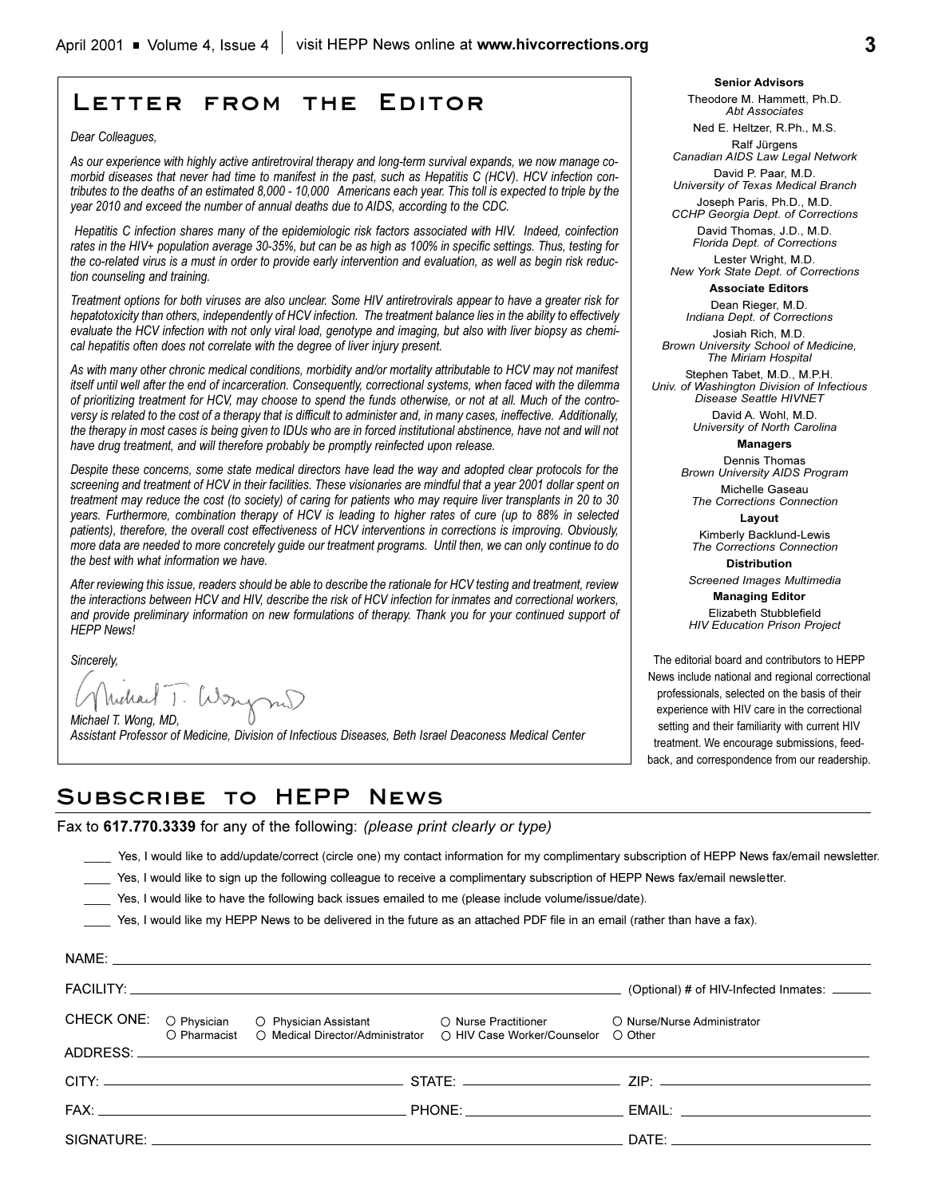## Letter from the Editor

*Dear Colleagues,*

*As our experience with highly active antiretroviral therapy and long-term survival expands, we now manage co-morbid diseases that never had time to manifest in the past, such as Hepatitis C (HCV). HCV infection contributes to the deaths of an estimated 8,000 - 10,000 Americans each year. This toll is expected to triple by the year 2010 and exceed the number of annual deaths due to AIDS, according to the CDC.*

*Hepatitis C infection shares many of the epidemiologic risk factors associated with HIV. Indeed, coinfection rates in the HIV+ population average 30-35%, but can be as high as 100% in specific settings. Thus, testing for the co-related virus is a must in order to provide early intervention and evaluation, as well as begin risk reduction counseling and training.*

*Treatment options for both viruses are also unclear. Some HIV antiretrovirals appear to have a greater risk for hepatotoxicity than others, independently of HCV infection. The treatment balance lies in the ability to effectively evaluate the HCV infection with not only viral load, genotype and imaging, but also with liver biopsy as chemical hepatitis often does not correlate with the degree of liver injury present.*

*As with many other chronic medical conditions, morbidity and/or mortality attributable to HCV may not manifest itself until well after the end of incarceration. Consequently, correctional systems, when faced with the dilemma of prioritizing treatment for HCV, may choose to spend the funds otherwise, or not at all. Much of the controversy is related to the cost of a therapy that is difficult to administer and, in many cases, ineffective. Additionally, the therapy in most cases is being given to IDUs who are in forced institutional abstinence, have not and will not have drug treatment, and will therefore probably be promptly reinfected upon release.*

*Despite these concerns, some state medical directors have lead the way and adopted clear protocols for the screening and treatment of HCV in their facilities. These visionaries are mindful that a year 2001 dollar spent on treatment may reduce the cost (to society) of caring for patients who may require liver transplants in 20 to 30 years. Furthermore, combination therapy of HCV is leading to higher rates of cure (up to 88% in selected patients), therefore, the overall cost effectiveness of HCV interventions in corrections is improving. Obviously, more data are needed to more concretely guide our treatment programs. Until then, we can only continue to do the best with what information we have.*

*After reviewing this issue, readers should be able to describe the rationale for HCV testing and treatment, review the interactions between HCV and HIV, describe the risk of HCV infection for inmates and correctional workers, and provide preliminary information on new formulations of therapy. Thank you for your continued support of HEPP News!*

*Sincerely,*

*Michael T. Wong, MD,*
*Assistant Professor of Medicine, Division of Infectious Diseases, Beth Israel Deaconess Medical Center*

**Senior Advisors**

Theodore M. Hammett, Ph.D.
*Abt Associates*

Ned E. Heltzer, R.Ph., M.S.

Ralf Jürgens
*Canadian AIDS Law Legal Network*

David P. Paar, M.D.
*University of Texas Medical Branch*

Joseph Paris, Ph.D., M.D.
*CCHP Georgia Dept. of Corrections*

David Thomas, J.D., M.D.
*Florida Dept. of Corrections*

Lester Wright, M.D.
*New York State Dept. of Corrections*

**Associate Editors**

Dean Rieger, M.D.
*Indiana Dept. of Corrections*

Josiah Rich, M.D.
*Brown University School of Medicine, The Miriam Hospital*

Stephen Tabet, M.D., M.P.H.
*Univ. of Washington Division of Infectious Disease Seattle HIVNET*

David A. Wohl, M.D.
*University of North Carolina*

**Managers**

Dennis Thomas
*Brown University AIDS Program*

Michelle Gaseau
*The Corrections Connection*

**Layout**

Kimberly Backlund-Lewis
*The Corrections Connection*

**Distribution**

*Screened Images Multimedia*

**Managing Editor**

Elizabeth Stubblefield
*HIV Education Prison Project*

The editorial board and contributors to HEPP News include national and regional correctional professionals, selected on the basis of their experience with HIV care in the correctional setting and their familiarity with current HIV treatment. We encourage submissions, feedback, and correspondence from our readership.

## Subscribe to HEPP News

Fax to **617.770.3339** for any of the following: *(please print clearly or type)*

____ Yes, I would like to add/update/correct (circle one) my contact information for my complimentary subscription of HEPP News fax/email newsletter.

____ Yes, I would like to sign up the following colleague to receive a complimentary subscription of HEPP News fax/email newsletter.

____ Yes, I would like to have the following back issues emailed to me (please include volume/issue/date).

____ Yes, I would like my HEPP News to be delivered in the future as an attached PDF file in an email (rather than have a fax).

NAME: ____________________

FACILITY: ____________________ (Optional) # of HIV-Infected Inmates: ______

CHECK ONE: ○ Physician ○ Physician Assistant ○ Nurse Practitioner ○ Nurse/Nurse Administrator ○ Pharmacist ○ Medical Director/Administrator ○ HIV Case Worker/Counselor ○ Other

ADDRESS: ____________________

CITY: ____________________ STATE: ____________________ ZIP: ____________________

FAX: ____________________ PHONE: ____________________ EMAIL: ____________________

SIGNATURE: ____________________ DATE: ____________________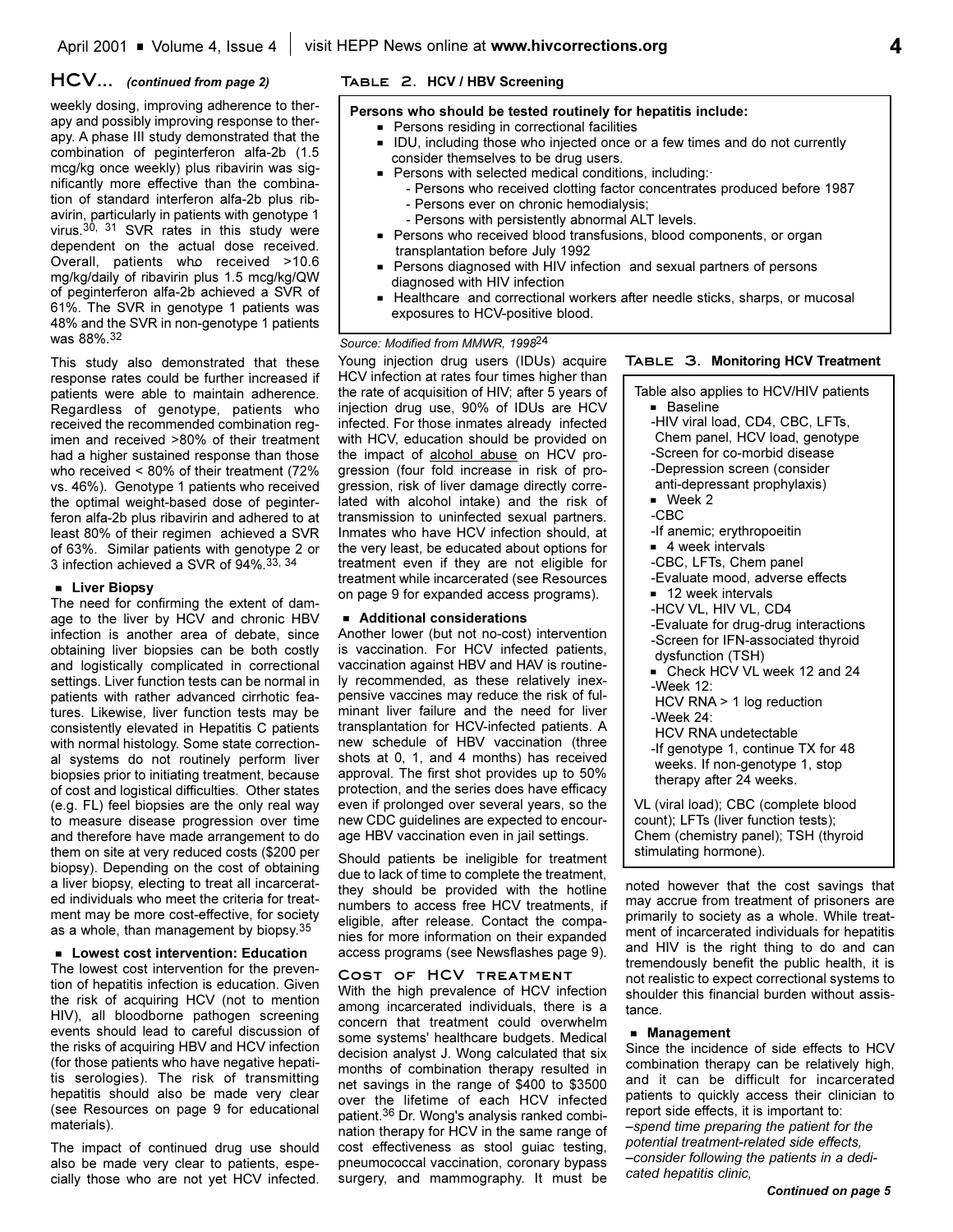## HCV... *(continued from page 2)*

weekly dosing, improving adherence to therapy and possibly improving response to therapy. A phase III study demonstrated that the combination of peginterferon alfa-2b (1.5 mcg/kg once weekly) plus ribavirin was significantly more effective than the combination of standard interferon alfa-2b plus ribavirin, particularly in patients with genotype 1 virus.[30, 31] SVR rates in this study were dependent on the actual dose received. Overall, patients who received >10.6 mg/kg/daily of ribavirin plus 1.5 mcg/kg/QW of peginterferon alfa-2b achieved a SVR of 61%. The SVR in genotype 1 patients was 48% and the SVR in non-genotype 1 patients was 88%.[32]

This study also demonstrated that these response rates could be further increased if patients were able to maintain adherence. Regardless of genotype, patients who received the recommended combination regimen and received >80% of their treatment had a higher sustained response than those who received < 80% of their treatment (72% vs. 46%). Genotype 1 patients who received the optimal weight-based dose of peginterferon alfa-2b plus ribavirin and adhered to at least 80% of their regimen achieved a SVR of 63%. Similar patients with genotype 2 or 3 infection achieved a SVR of 94%.[33, 34]

### Liver Biopsy

The need for confirming the extent of damage to the liver by HCV and chronic HBV infection is another area of debate, since obtaining liver biopsies can be both costly and logistically complicated in correctional settings. Liver function tests can be normal in patients with rather advanced cirrhotic features. Likewise, liver function tests may be consistently elevated in Hepatitis C patients with normal histology. Some state correctional systems do not routinely perform liver biopsies prior to initiating treatment, because of cost and logistical difficulties. Other states (e.g. FL) feel biopsies are the only real way to measure disease progression over time and therefore have made arrangement to do them on site at very reduced costs ($200 per biopsy). Depending on the cost of obtaining a liver biopsy, electing to treat all incarcerated individuals who meet the criteria for treatment may be more cost-effective, for society as a whole, than management by biopsy.[35]

### Lowest cost intervention: Education

The lowest cost intervention for the prevention of hepatitis infection is education. Given the risk of acquiring HCV (not to mention HIV), all bloodborne pathogen screening events should lead to careful discussion of the risks of acquiring HBV and HCV infection (for those patients who have negative hepatitis serologies). The risk of transmitting hepatitis should also be made very clear (see Resources on page 9 for educational materials).

The impact of continued drug use should also be made very clear to patients, especially those who are not yet HCV infected. Young injection drug users (IDUs) acquire HCV infection at rates four times higher than the rate of acquisition of HIV; after 5 years of injection drug use, 90% of IDUs are HCV infected. For those inmates already infected with HCV, education should be provided on the impact of alcohol abuse on HCV progression (four fold increase in risk of progression, risk of liver damage directly correlated with alcohol intake) and the risk of transmission to uninfected sexual partners. Inmates who have HCV infection should, at the very least, be educated about options for treatment even if they are not eligible for treatment while incarcerated (see Resources on page 9 for expanded access programs).

**Table 2. HCV / HBV Screening**

**Persons who should be tested routinely for hepatitis include:**

- Persons residing in correctional facilities
- IDU, including those who injected once or a few times and do not currently consider themselves to be drug users.
- Persons with selected medical conditions, including:
  - Persons who received clotting factor concentrates produced before 1987
  - Persons ever on chronic hemodialysis;
  - Persons with persistently abnormal ALT levels.
- Persons who received blood transfusions, blood components, or organ transplantation before July 1992
- Persons diagnosed with HIV infection and sexual partners of persons diagnosed with HIV infection
- Healthcare and correctional workers after needle sticks, sharps, or mucosal exposures to HCV-positive blood.

*Source: Modified from MMWR, 1998*[24]

### Additional considerations

Another lower (but not no-cost) intervention is vaccination. For HCV infected patients, vaccination against HBV and HAV is routinely recommended, as these relatively inexpensive vaccines may reduce the risk of fulminant liver failure and the need for liver transplantation for HCV-infected patients. A new schedule of HBV vaccination (three shots at 0, 1, and 4 months) has received approval. The first shot provides up to 50% protection, and the series does have efficacy even if prolonged over several years, so the new CDC guidelines are expected to encourage HBV vaccination even in jail settings.

Should patients be ineligible for treatment due to lack of time to complete the treatment, they should be provided with the hotline numbers to access free HCV treatments, if eligible, after release. Contact the companies for more information on their expanded access programs (see Newsflashes page 9).

## Cost of HCV treatment

With the high prevalence of HCV infection among incarcerated individuals, there is a concern that treatment could overwhelm some systems' healthcare budgets. Medical decision analyst J. Wong calculated that six months of combination therapy resulted in net savings in the range of $400 to $3500 over the lifetime of each HCV infected patient.[36] Dr. Wong's analysis ranked combination therapy for HCV in the same range of cost effectiveness as stool guiac testing, pneumococcal vaccination, coronary bypass surgery, and mammography. It must be noted however that the cost savings that may accrue from treatment of prisoners are primarily to society as a whole. While treatment of incarcerated individuals for hepatitis and HIV is the right thing to do and can tremendously benefit the public health, it is not realistic to expect correctional systems to shoulder this financial burden without assistance.

**Table 3. Monitoring HCV Treatment**

Table also applies to HCV/HIV patients

- Baseline
  - -HIV viral load, CD4, CBC, LFTs, Chem panel, HCV load, genotype
  - -Screen for co-morbid disease
  - -Depression screen (consider anti-depressant prophylaxis)
- Week 2
  - -CBC
  - -If anemic; erythropoeitin
- 4 week intervals
  - -CBC, LFTs, Chem panel
  - -Evaluate mood, adverse effects
- 12 week intervals
  - -HCV VL, HIV VL, CD4
  - -Evaluate for drug-drug interactions
  - -Screen for IFN-associated thyroid dysfunction (TSH)
- Check HCV VL week 12 and 24
  - -Week 12: HCV RNA > 1 log reduction
  - -Week 24: HCV RNA undetectable
  - -If genotype 1, continue TX for 48 weeks. If non-genotype 1, stop therapy after 24 weeks.

VL (viral load); CBC (complete blood count); LFTs (liver function tests); Chem (chemistry panel); TSH (thyroid stimulating hormone).

### Management

Since the incidence of side effects to HCV combination therapy can be relatively high, and it can be difficult for incarcerated patients to quickly access their clinician to report side effects, it is important to:

–*spend time preparing the patient for the potential treatment-related side effects,*
–*consider following the patients in a dedicated hepatitis clinic,*

***Continued on page 5***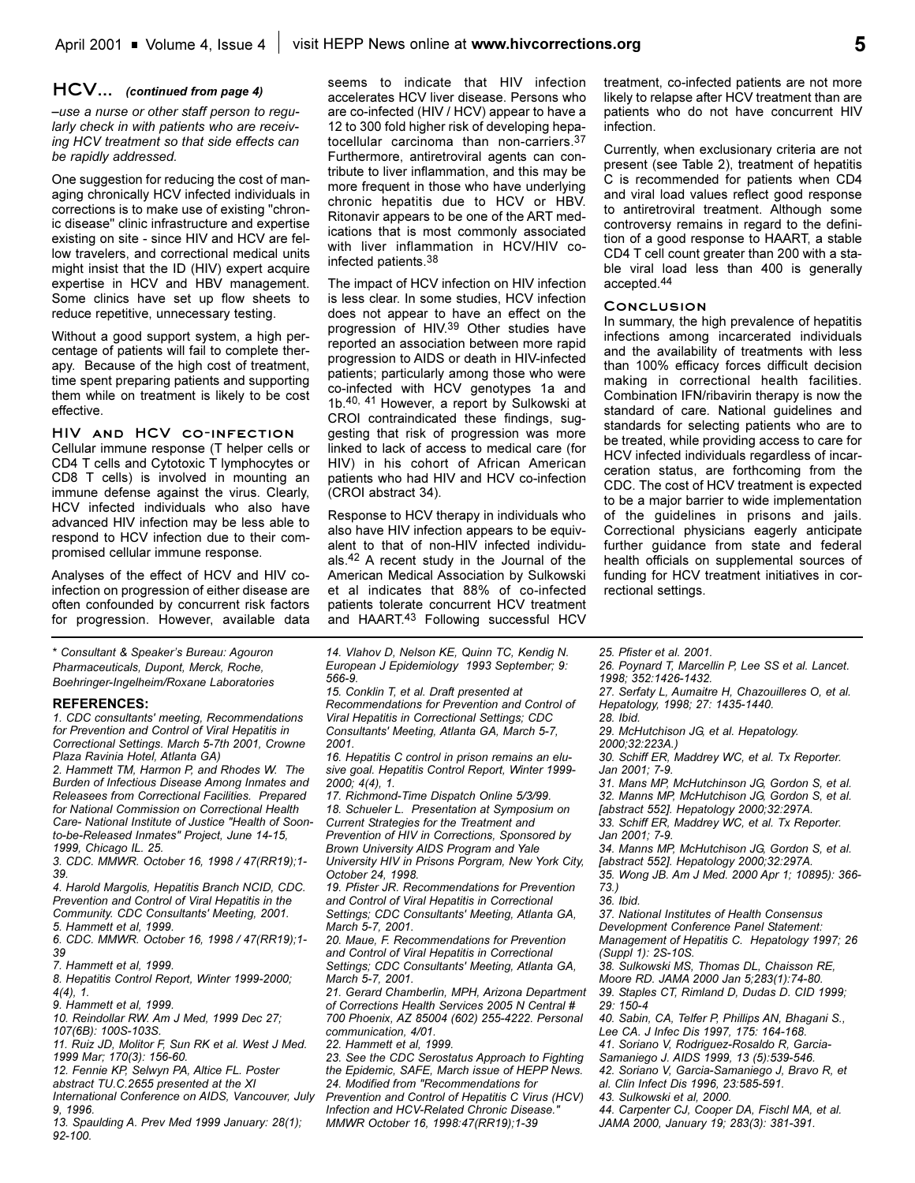## HCV... *(continued from page 4)*

*–use a nurse or other staff person to regularly check in with patients who are receiving HCV treatment so that side effects can be rapidly addressed.*

One suggestion for reducing the cost of managing chronically HCV infected individuals in corrections is to make use of existing "chronic disease" clinic infrastructure and expertise existing on site - since HIV and HCV are fellow travelers, and correctional medical units might insist that the ID (HIV) expert acquire expertise in HCV and HBV management. Some clinics have set up flow sheets to reduce repetitive, unnecessary testing.

Without a good support system, a high percentage of patients will fail to complete therapy. Because of the high cost of treatment, time spent preparing patients and supporting them while on treatment is likely to be cost effective.

### HIV and HCV co-infection

Cellular immune response (T helper cells or CD4 T cells and Cytotoxic T lymphocytes or CD8 T cells) is involved in mounting an immune defense against the virus. Clearly, HCV infected individuals who also have advanced HIV infection may be less able to respond to HCV infection due to their compromised cellular immune response.

Analyses of the effect of HCV and HIV co-infection on progression of either disease are often confounded by concurrent risk factors for progression. However, available data seems to indicate that HIV infection accelerates HCV liver disease. Persons who are co-infected (HIV / HCV) appear to have a 12 to 300 fold higher risk of developing hepatocellular carcinoma than non-carriers.[37] Furthermore, antiretroviral agents can contribute to liver inflammation, and this may be more frequent in those who have underlying chronic hepatitis due to HCV or HBV. Ritonavir appears to be one of the ART medications that is most commonly associated with liver inflammation in HCV/HIV co-infected patients.[38]

The impact of HCV infection on HIV infection is less clear. In some studies, HCV infection does not appear to have an effect on the progression of HIV.[39] Other studies have reported an association between more rapid progression to AIDS or death in HIV-infected patients; particularly among those who were co-infected with HCV genotypes 1a and 1b.[40, 41] However, a report by Sulkowski at CROI contraindicated these findings, suggesting that risk of progression was more linked to lack of access to medical care (for HIV) in his cohort of African American patients who had HIV and HCV co-infection (CROI abstract 34).

Response to HCV therapy in individuals who also have HIV infection appears to be equivalent to that of non-HIV infected individuals.[42] A recent study in the Journal of the American Medical Association by Sulkowski et al indicates that 88% of co-infected patients tolerate concurrent HCV treatment and HAART.[43] Following successful HCV treatment, co-infected patients are not more likely to relapse after HCV treatment than are patients who do not have concurrent HIV infection.

Currently, when exclusionary criteria are not present (see Table 2), treatment of hepatitis C is recommended for patients when CD4 and viral load values reflect good response to antiretroviral treatment. Although some controversy remains in regard to the definition of a good response to HAART, a stable CD4 T cell count greater than 200 with a stable viral load less than 400 is generally accepted.[44]

### Conclusion

In summary, the high prevalence of hepatitis infections among incarcerated individuals and the availability of treatments with less than 100% efficacy forces difficult decision making in correctional health facilities. Combination IFN/ribavirin therapy is now the standard of care. National guidelines and standards for selecting patients who are to be treated, while providing access to care for HCV infected individuals regardless of incarceration status, are forthcoming from the CDC. The cost of HCV treatment is expected to be a major barrier to wide implementation of the guidelines in prisons and jails. Correctional physicians eagerly anticipate further guidance from state and federal health officials on supplemental sources of funding for HCV treatment initiatives in correctional settings.

---

*\* Consultant & Speaker's Bureau: Agouron Pharmaceuticals, Dupont, Merck, Roche, Boehringer-Ingelheim/Roxane Laboratories*

**REFERENCES:**

*1. CDC consultants' meeting, Recommendations for Prevention and Control of Viral Hepatitis in Correctional Settings. March 5-7th 2001, Crowne Plaza Ravinia Hotel, Atlanta GA)*
*2. Hammett TM, Harmon P, and Rhodes W. The Burden of Infectious Disease Among Inmates and Releasees from Correctional Facilities. Prepared for National Commission on Correctional Health Care- National Institute of Justice "Health of Soon-to-be-Released Inmates" Project, June 14-15, 1999, Chicago IL. 25.*
*3. CDC. MMWR. October 16, 1998 / 47(RR19);1-39.*
*4. Harold Margolis, Hepatitis Branch NCID, CDC. Prevention and Control of Viral Hepatitis in the Community. CDC Consultants' Meeting, 2001.*
*5. Hammett et al, 1999.*
*6. CDC. MMWR. October 16, 1998 / 47(RR19);1-39*
*7. Hammett et al, 1999.*
*8. Hepatitis Control Report, Winter 1999-2000; 4(4), 1.*
*9. Hammett et al, 1999.*
*10. Reindollar RW. Am J Med, 1999 Dec 27; 107(6B): 100S-103S.*
*11. Ruiz JD, Molitor F, Sun RK et al. West J Med. 1999 Mar; 170(3): 156-60.*
*12. Fennie KP, Selwyn PA, Altice FL. Poster abstract TU.C.2655 presented at the XI International Conference on AIDS, Vancouver, July 9, 1996.*
*13. Spaulding A. Prev Med 1999 January: 28(1); 92-100.*
*14. Vlahov D, Nelson KE, Quinn TC, Kendig N. European J Epidemiology 1993 September; 9: 566-9.*
*15. Conklin T, et al. Draft presented at Recommendations for Prevention and Control of Viral Hepatitis in Correctional Settings; CDC Consultants' Meeting, Atlanta GA, March 5-7, 2001.*
*16. Hepatitis C control in prison remains an elusive goal. Hepatitis Control Report, Winter 1999-2000; 4(4), 1.*
*17. Richmond-Time Dispatch Online 5/3/99.*
*18. Schueler L. Presentation at Symposium on Current Strategies for the Treatment and Prevention of HIV in Corrections, Sponsored by Brown University AIDS Program and Yale University HIV in Prisons Porgram, New York City, October 24, 1998.*
*19. Pfister JR. Recommendations for Prevention and Control of Viral Hepatitis in Correctional Settings; CDC Consultants' Meeting, Atlanta GA, March 5-7, 2001.*
*20. Maue, F. Recommendations for Prevention and Control of Viral Hepatitis in Correctional Settings; CDC Consultants' Meeting, Atlanta GA, March 5-7, 2001.*
*21. Gerard Chamberlin, MPH, Arizona Department of Corrections Health Services 2005 N Central # 700 Phoenix, AZ 85004 (602) 255-4222. Personal communication, 4/01.*
*22. Hammett et al, 1999.*
*23. See the CDC Serostatus Approach to Fighting the Epidemic, SAFE, March issue of HEPP News.*
*24. Modified from "Recommendations for Prevention and Control of Hepatitis C Virus (HCV) Infection and HCV-Related Chronic Disease." MMWR October 16, 1998:47(RR19);1-39*
*25. Pfister et al. 2001.*
*26. Poynard T, Marcellin P, Lee SS et al. Lancet. 1998; 352:1426-1432.*
*27. Serfaty L, Aumaitre H, Chazouilleres O, et al. Hepatology, 1998; 27: 1435-1440.*
*28. Ibid.*
*29. McHutchison JG, et al. Hepatology. 2000;32:223A.)*
*30. Schiff ER, Maddrey WC, et al. Tx Reporter. Jan 2001; 7-9.*
*31. Mans MP, McHutchinson JG, Gordon S, et al.*
*32. Manns MP, McHutchinson JG, Gordon S, et al. [abstract 552]. Hepatology 2000;32:297A.*
*33. Schiff ER, Maddrey WC, et al. Tx Reporter. Jan 2001; 7-9.*
*34. Manns MP, McHutchinson JG, Gordon S, et al. [abstract 552]. Hepatology 2000;32:297A.*
*35. Wong JB. Am J Med. 2000 Apr 1; 10895): 366-73.)*
*36. Ibid.*
*37. National Institutes of Health Consensus Development Conference Panel Statement: Management of Hepatitis C. Hepatology 1997; 26 (Suppl 1): 2S-10S.*
*38. Sulkowski MS, Thomas DL, Chaisson RE, Moore RD. JAMA 2000 Jan 5;283(1):74-80.*
*39. Staples CT, Rimland D, Dudas D. CID 1999; 29: 150-4*
*40. Sabin, CA, Telfer P, Phillips AN, Bhagani S., Lee CA. J Infec Dis 1997, 175: 164-168.*
*41. Soriano V, Rodriguez-Rosaldo R, Garcia-Samaniego J. AIDS 1999, 13 (5):539-546.*
*42. Soriano V, Garcia-Samaniego J, Bravo R, et al. Clin Infect Dis 1996, 23:585-591.*
*43. Sulkowski et al, 2000.*
*44. Carpenter CJ, Cooper DA, Fischl MA, et al. JAMA 2000, January 19; 283(3): 381-391.*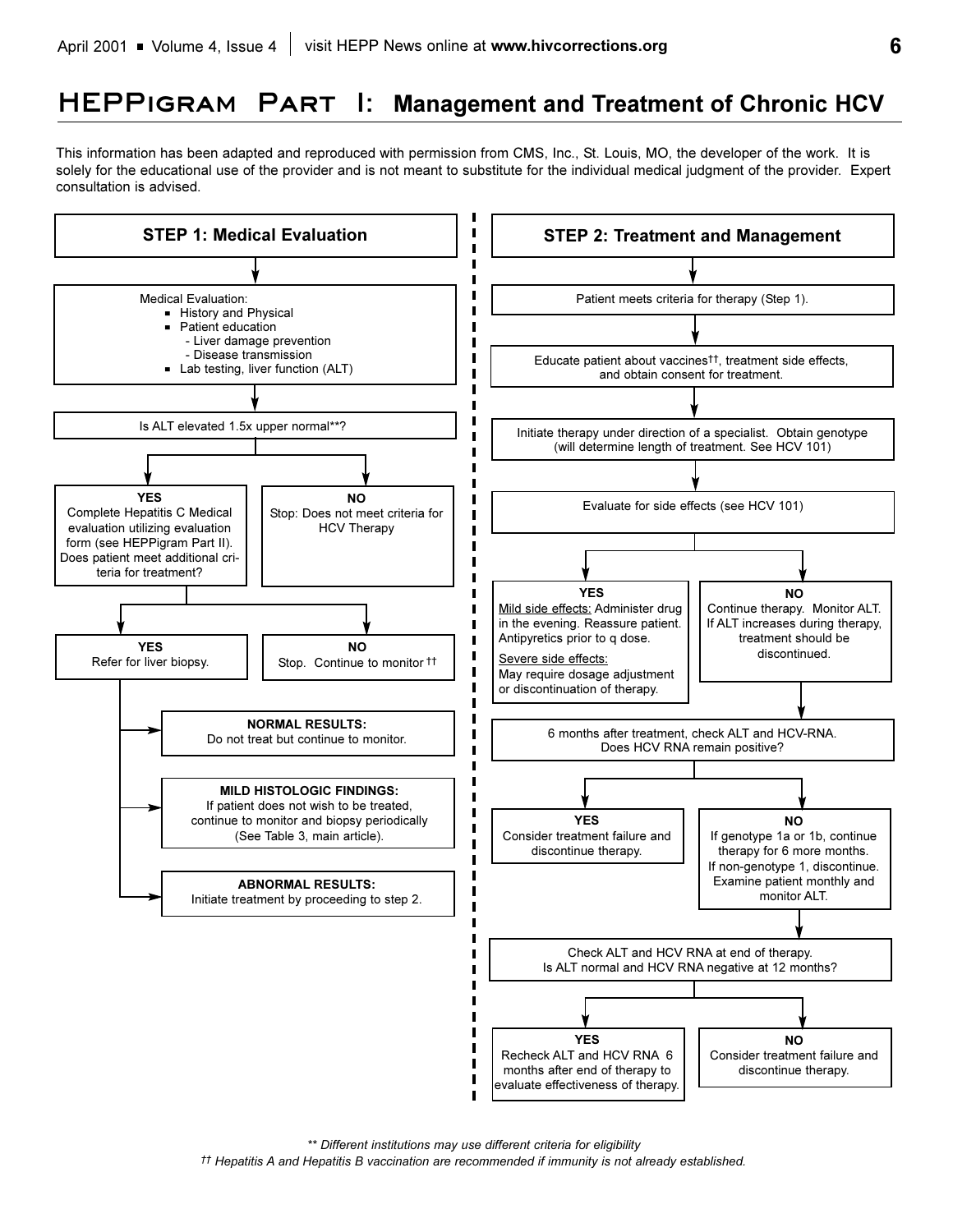# HEPPigram Part I: Management and Treatment of Chronic HCV

This information has been adapted and reproduced with permission from CMS, Inc., St. Louis, MO, the developer of the work. It is solely for the educational use of the provider and is not meant to substitute for the individual medical judgment of the provider. Expert consultation is advised.

## STEP 1: Medical Evaluation

Medical Evaluation:

- History and Physical
- Patient education
  - Liver damage prevention
  - Disease transmission
- Lab testing, liver function (ALT)

**Is ALT elevated 1.5x upper normal\*\*?**

- **NO**: Stop: Does not meet criteria for HCV Therapy
- **YES**: Complete Hepatitis C Medical evaluation utilizing evaluation form (see HEPPigram Part II). Does patient meet additional criteria for treatment?
  - **NO**: Stop. Continue to monitor ††
  - **YES**: Refer for liver biopsy.
    - **NORMAL RESULTS:** Do not treat but continue to monitor.
    - **MILD HISTOLOGIC FINDINGS:** If patient does not wish to be treated, continue to monitor and biopsy periodically (See Table 3, main article).
    - **ABNORMAL RESULTS:** Initiate treatment by proceeding to step 2.

## STEP 2: Treatment and Management

Patient meets criteria for therapy (Step 1).

Educate patient about vaccines††, treatment side effects, and obtain consent for treatment.

Initiate therapy under direction of a specialist. Obtain genotype (will determine length of treatment. See HCV 101)

Evaluate for side effects (see HCV 101)

- **YES**
  - Mild side effects: Administer drug in the evening. Reassure patient. Antipyretics prior to q dose.
  - Severe side effects: May require dosage adjustment or discontinuation of therapy.
- **NO**: Continue therapy. Monitor ALT. If ALT increases during therapy, treatment should be discontinued.

6 months after treatment, check ALT and HCV-RNA. Does HCV RNA remain positive?

- **YES**: Consider treatment failure and discontinue therapy.
- **NO**: If genotype 1a or 1b, continue therapy for 6 more months. If non-genotype 1, discontinue. Examine patient monthly and monitor ALT.

Check ALT and HCV RNA at end of therapy. Is ALT normal and HCV RNA negative at 12 months?

- **YES**: Recheck ALT and HCV RNA 6 months after end of therapy to evaluate effectiveness of therapy.
- **NO**: Consider treatment failure and discontinue therapy.

*\*\* Different institutions may use different criteria for eligibility*

*†† Hepatitis A and Hepatitis B vaccination are recommended if immunity is not already established.*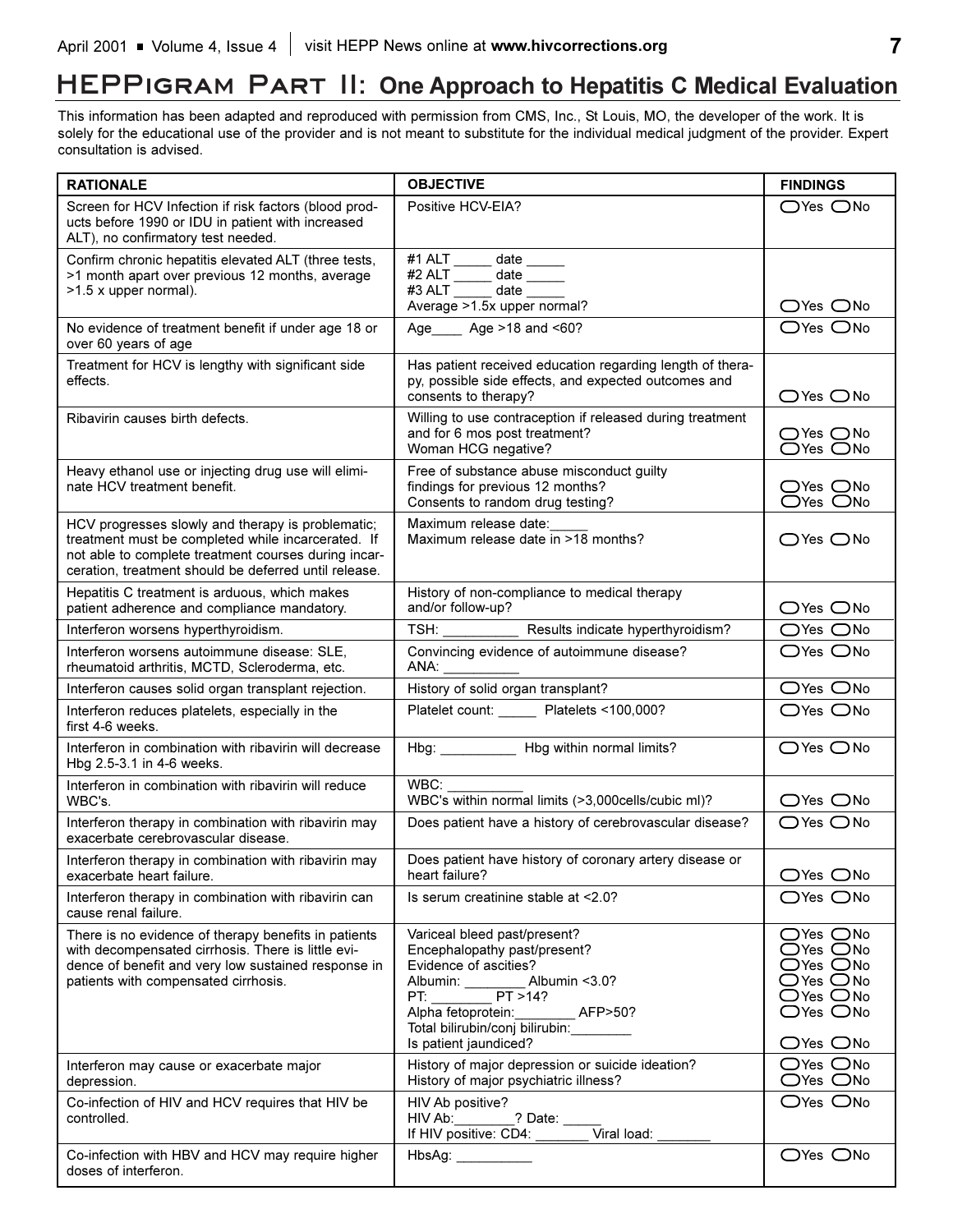## HEPPigram Part II: One Approach to Hepatitis C Medical Evaluation

This information has been adapted and reproduced with permission from CMS, Inc., St Louis, MO, the developer of the work. It is solely for the educational use of the provider and is not meant to substitute for the individual medical judgment of the provider. Expert consultation is advised.

| RATIONALE | OBJECTIVE | FINDINGS |
|---|---|---|
| Screen for HCV Infection if risk factors (blood products before 1990 or IDU in patient with increased ALT), no confirmatory test needed. | Positive HCV-EIA? | ◯Yes ◯No |
| Confirm chronic hepatitis elevated ALT (three tests, >1 month apart over previous 12 months, average >1.5 x upper normal). | #1 ALT _____ date _____<br>#2 ALT _____ date _____<br>#3 ALT _____ date _____<br>Average >1.5x upper normal? | ◯Yes ◯No |
| No evidence of treatment benefit if under age 18 or over 60 years of age | Age____ Age >18 and <60? | ◯Yes ◯No |
| Treatment for HCV is lengthy with significant side effects. | Has patient received education regarding length of therapy, possible side effects, and expected outcomes and consents to therapy? | ◯Yes ◯No |
| Ribavirin causes birth defects. | Willing to use contraception if released during treatment and for 6 mos post treatment?<br>Woman HCG negative? | ◯Yes ◯No<br>◯Yes ◯No |
| Heavy ethanol use or injecting drug use will eliminate HCV treatment benefit. | Free of substance abuse misconduct guilty findings for previous 12 months?<br>Consents to random drug testing? | ◯Yes ◯No<br>◯Yes ◯No |
| HCV progresses slowly and therapy is problematic; treatment must be completed while incarcerated. If not able to complete treatment courses during incarceration, treatment should be deferred until release. | Maximum release date:_____<br>Maximum release date in >18 months? | ◯Yes ◯No |
| Hepatitis C treatment is arduous, which makes patient adherence and compliance mandatory. | History of non-compliance to medical therapy and/or follow-up? | ◯Yes ◯No |
| Interferon worsens hyperthyroidism. | TSH: __________ Results indicate hyperthyroidism? | ◯Yes ◯No |
| Interferon worsens autoimmune disease: SLE, rheumatoid arthritis, MCTD, Scleroderma, etc. | Convincing evidence of autoimmune disease?<br>ANA: __________ | ◯Yes ◯No |
| Interferon causes solid organ transplant rejection. | History of solid organ transplant? | ◯Yes ◯No |
| Interferon reduces platelets, especially in the first 4-6 weeks. | Platelet count: _____ Platelets <100,000? | ◯Yes ◯No |
| Interferon in combination with ribavirin will decrease Hbg 2.5-3.1 in 4-6 weeks. | Hbg: __________ Hbg within normal limits? | ◯Yes ◯No |
| Interferon in combination with ribavirin will reduce WBC's. | WBC: __________<br>WBC's within normal limits (>3,000cells/cubic ml)? | ◯Yes ◯No |
| Interferon therapy in combination with ribavirin may exacerbate cerebrovascular disease. | Does patient have a history of cerebrovascular disease? | ◯Yes ◯No |
| Interferon therapy in combination with ribavirin may exacerbate heart failure. | Does patient have history of coronary artery disease or heart failure? | ◯Yes ◯No |
| Interferon therapy in combination with ribavirin can cause renal failure. | Is serum creatinine stable at <2.0? | ◯Yes ◯No |
| There is no evidence of therapy benefits in patients with decompensated cirrhosis. There is little evidence of benefit and very low sustained response in patients with compensated cirrhosis. | Variceal bleed past/present?<br>Encephalopathy past/present?<br>Evidence of ascities?<br>Albumin: ________ Albumin <3.0?<br>PT: ________ PT >14?<br>Alpha fetoprotein:________ AFP>50?<br>Total bilirubin/conj bilirubin:________<br>Is patient jaundiced? | ◯Yes ◯No<br>◯Yes ◯No<br>◯Yes ◯No<br>◯Yes ◯No<br>◯Yes ◯No<br>◯Yes ◯No<br><br>◯Yes ◯No |
| Interferon may cause or exacerbate major depression. | History of major depression or suicide ideation?<br>History of major psychiatric illness? | ◯Yes ◯No<br>◯Yes ◯No |
| Co-infection of HIV and HCV requires that HIV be controlled. | HIV Ab positive?<br>HIV Ab:________? Date: _____<br>If HIV positive: CD4: _______ Viral load: _______ | ◯Yes ◯No |
| Co-infection with HBV and HCV may require higher doses of interferon. | HbsAg: __________ | ◯Yes ◯No |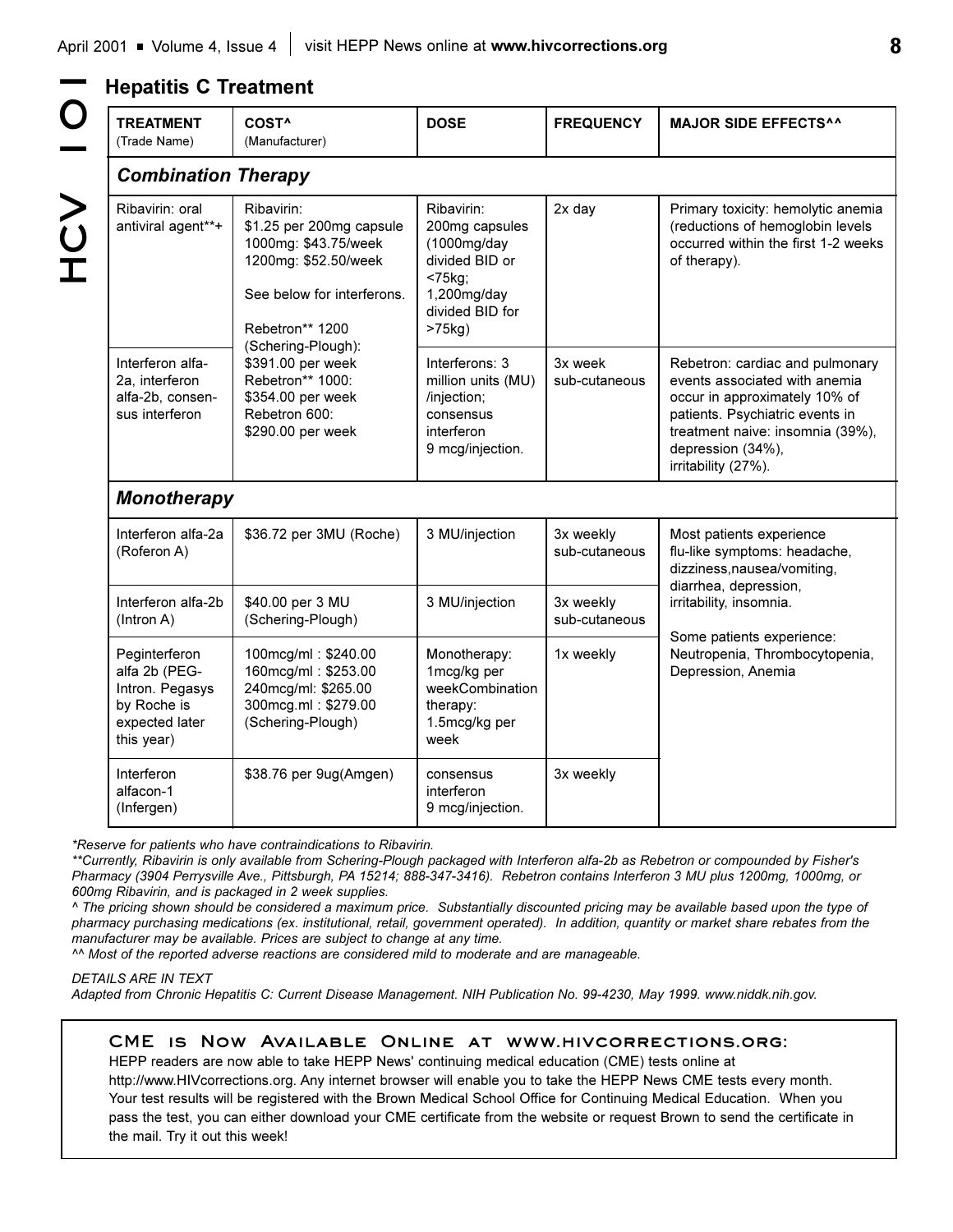## Hepatitis C Treatment

| TREATMENT (Trade Name) | COST^ (Manufacturer) | DOSE | FREQUENCY | MAJOR SIDE EFFECTS^^ |
|---|---|---|---|---|
| ***Combination Therapy*** | | | | |
| Ribavirin: oral antiviral agent**+ | Ribavirin: $1.25 per 200mg capsule 1000mg: $43.75/week 1200mg: $52.50/week<br><br>See below for interferons.<br><br>Rebetron** 1200 (Schering-Plough): $391.00 per week Rebetron** 1000: $354.00 per week Rebetron 600: $290.00 per week | Ribavirin: 200mg capsules (1000mg/day divided BID or <75kg; 1,200mg/day divided BID for >75kg) | 2x day | Primary toxicity: hemolytic anemia (reductions of hemoglobin levels occurred within the first 1-2 weeks of therapy). |
| Interferon alfa-2a, interferon alfa-2b, consensus interferon | | Interferons: 3 million units (MU) /injection; consensus interferon 9 mcg/injection. | 3x week sub-cutaneous | Rebetron: cardiac and pulmonary events associated with anemia occur in approximately 10% of patients. Psychiatric events in treatment naive: insomnia (39%), depression (34%), irritability (27%). |
| ***Monotherapy*** | | | | |
| Interferon alfa-2a (Roferon A) | $36.72 per 3MU (Roche) | 3 MU/injection | 3x weekly sub-cutaneous | Most patients experience flu-like symptoms: headache, dizziness,nausea/vomiting, diarrhea, depression, irritability, insomnia.<br><br>Some patients experience: Neutropenia, Thrombocytopenia, Depression, Anemia |
| Interferon alfa-2b (Intron A) | $40.00 per 3 MU (Schering-Plough) | 3 MU/injection | 3x weekly sub-cutaneous | |
| Peginterferon alfa 2b (PEG-Intron. Pegasys by Roche is expected later this year) | 100mcg/ml : $240.00 160mcg/ml : $253.00 240mcg/ml: $265.00 300mcg.ml : $279.00 (Schering-Plough) | Monotherapy: 1mcg/kg per weekCombination therapy: 1.5mcg/kg per week | 1x weekly | |
| Interferon alfacon-1 (Infergen) | $38.76 per 9ug(Amgen) | consensus interferon 9 mcg/injection. | 3x weekly | |

*\*Reserve for patients who have contraindications to Ribavirin.*

*\*\*Currently, Ribavirin is only available from Schering-Plough packaged with Interferon alfa-2b as Rebetron or compounded by Fisher's Pharmacy (3904 Perrysville Ave., Pittsburgh, PA 15214; 888-347-3416). Rebetron contains Interferon 3 MU plus 1200mg, 1000mg, or 600mg Ribavirin, and is packaged in 2 week supplies.*

*^ The pricing shown should be considered a maximum price. Substantially discounted pricing may be available based upon the type of pharmacy purchasing medications (ex. institutional, retail, government operated). In addition, quantity or market share rebates from the manufacturer may be available. Prices are subject to change at any time.*

*^^ Most of the reported adverse reactions are considered mild to moderate and are manageable.*

*DETAILS ARE IN TEXT*

*Adapted from Chronic Hepatitis C: Current Disease Management. NIH Publication No. 99-4230, May 1999. www.niddk.nih.gov.*

### CME is Now Available Online at www.hivcorrections.org:

HEPP readers are now able to take HEPP News' continuing medical education (CME) tests online at http://www.HIVcorrections.org. Any internet browser will enable you to take the HEPP News CME tests every month. Your test results will be registered with the Brown Medical School Office for Continuing Medical Education. When you pass the test, you can either download your CME certificate from the website or request Brown to send the certificate in the mail. Try it out this week!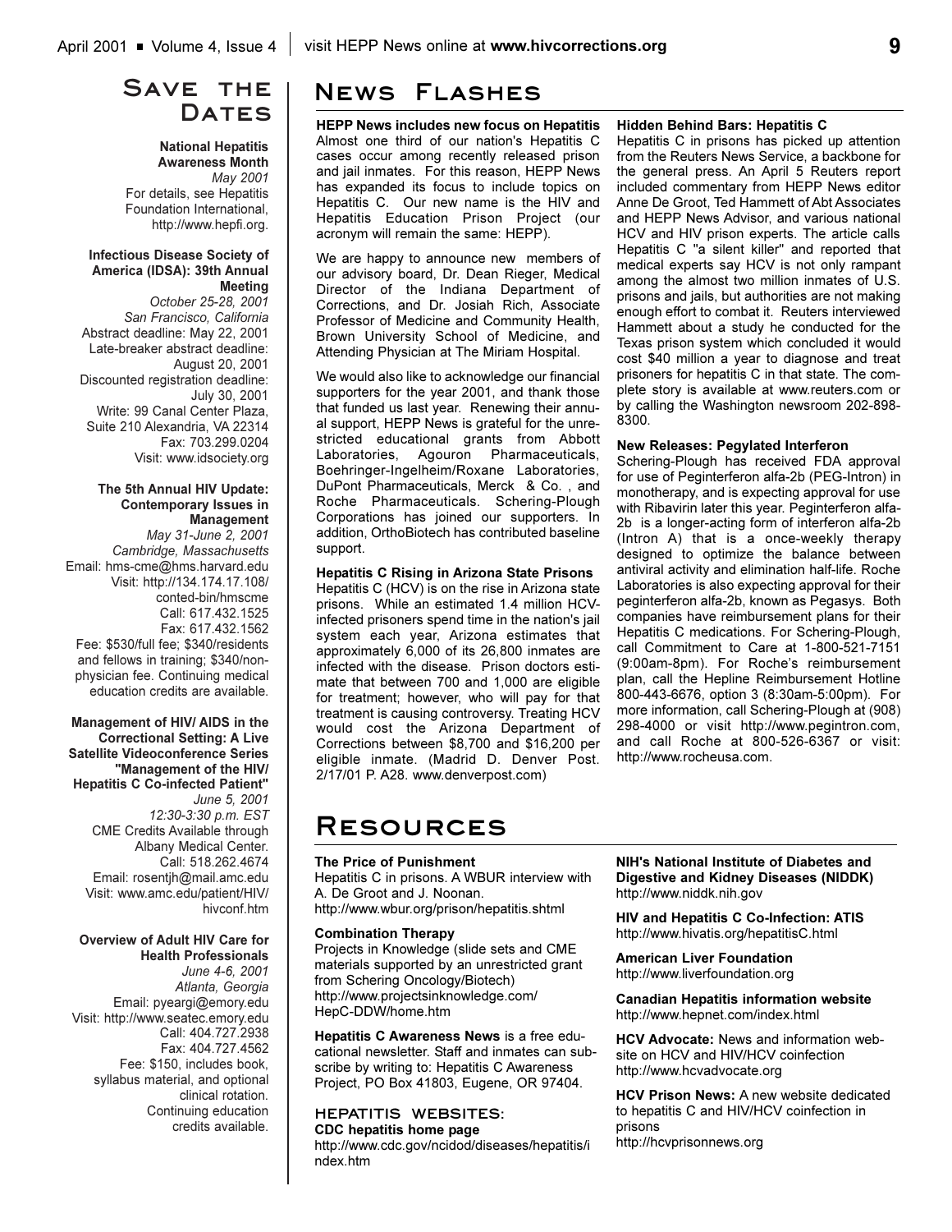# Save the Dates

**National Hepatitis Awareness Month**
*May 2001*
For details, see Hepatitis Foundation International, http://www.hepfi.org.

**Infectious Disease Society of America (IDSA): 39th Annual Meeting**
*October 25-28, 2001*
*San Francisco, California*
Abstract deadline: May 22, 2001
Late-breaker abstract deadline: August 20, 2001
Discounted registration deadline: July 30, 2001
Write: 99 Canal Center Plaza, Suite 210 Alexandria, VA 22314
Fax: 703.299.0204
Visit: www.idsociety.org

**The 5th Annual HIV Update: Contemporary Issues in Management**
*May 31-June 2, 2001*
*Cambridge, Massachusetts*
Email: hms-cme@hms.harvard.edu
Visit: http://134.174.17.108/conted-bin/hmscme
Call: 617.432.1525
Fax: 617.432.1562
Fee: $530/full fee; $340/residents and fellows in training; $340/non-physician fee. Continuing medical education credits are available.

**Management of HIV/ AIDS in the Correctional Setting: A Live Satellite Videoconference Series "Management of the HIV/ Hepatitis C Co-infected Patient"**
*June 5, 2001*
*12:30-3:30 p.m. EST*
CME Credits Available through Albany Medical Center.
Call: 518.262.4674
Email: rosentjh@mail.amc.edu
Visit: www.amc.edu/patient/HIV/hivconf.htm

**Overview of Adult HIV Care for Health Professionals**
*June 4-6, 2001*
*Atlanta, Georgia*
Email: pyeargi@emory.edu
Visit: http://www.seatec.emory.edu
Call: 404.727.2938
Fax: 404.727.4562
Fee: $150, includes book, syllabus material, and optional clinical rotation. Continuing education credits available.

# News Flashes

**HEPP News includes new focus on Hepatitis**
Almost one third of our nation's Hepatitis C cases occur among recently released prison and jail inmates. For this reason, HEPP News has expanded its focus to include topics on Hepatitis C. Our new name is the HIV and Hepatitis Education Prison Project (our acronym will remain the same: HEPP).

We are happy to announce new members of our advisory board, Dr. Dean Rieger, Medical Director of the Indiana Department of Corrections, and Dr. Josiah Rich, Associate Professor of Medicine and Community Health, Brown University School of Medicine, and Attending Physician at The Miriam Hospital.

We would also like to acknowledge our financial supporters for the year 2001, and thank those that funded us last year. Renewing their annual support, HEPP News is grateful for the unrestricted educational grants from Abbott Laboratories, Agouron Pharmaceuticals, Boehringer-Ingelheim/Roxane Laboratories, DuPont Pharmaceuticals, Merck & Co. , and Roche Pharmaceuticals. Schering-Plough Corporations has joined our supporters. In addition, OrthoBiotech has contributed baseline support.

**Hepatitis C Rising in Arizona State Prisons**
Hepatitis C (HCV) is on the rise in Arizona state prisons. While an estimated 1.4 million HCV-infected prisoners spend time in the nation's jail system each year, Arizona estimates that approximately 6,000 of its 26,800 inmates are infected with the disease. Prison doctors estimate that between 700 and 1,000 are eligible for treatment; however, who will pay for that treatment is causing controversy. Treating HCV would cost the Arizona Department of Corrections between $8,700 and $16,200 per eligible inmate. (Madrid D. Denver Post. 2/17/01 P. A28. www.denverpost.com)

**Hidden Behind Bars: Hepatitis C**
Hepatitis C in prisons has picked up attention from the Reuters News Service, a backbone for the general press. An April 5 Reuters report included commentary from HEPP News editor Anne De Groot, Ted Hammett of Abt Associates and HEPP News Advisor, and various national HCV and HIV prison experts. The article calls Hepatitis C "a silent killer" and reported that medical experts say HCV is not only rampant among the almost two million inmates of U.S. prisons and jails, but authorities are not making enough effort to combat it. Reuters interviewed Hammett about a study he conducted for the Texas prison system which concluded it would cost $40 million a year to diagnose and treat prisoners for hepatitis C in that state. The complete story is available at www.reuters.com or by calling the Washington newsroom 202-898-8300.

**New Releases: Pegylated Interferon**
Schering-Plough has received FDA approval for use of Peginterferon alfa-2b (PEG-Intron) in monotherapy, and is expecting approval for use with Ribavirin later this year. Peginterferon alfa-2b is a longer-acting form of interferon alfa-2b (Intron A) that is a once-weekly therapy designed to optimize the balance between antiviral activity and elimination half-life. Roche Laboratories is also expecting approval for their peginterferon alfa-2b, known as Pegasys. Both companies have reimbursement plans for their Hepatitis C medications. For Schering-Plough, call Commitment to Care at 1-800-521-7151 (9:00am-8pm). For Roche's reimbursement plan, call the Hepline Reimbursement Hotline 800-443-6676, option 3 (8:30am-5:00pm). For more information, call Schering-Plough at (908) 298-4000 or visit http://www.pegintron.com, and call Roche at 800-526-6367 or visit: http://www.rocheusa.com.

# Resources

**The Price of Punishment**
Hepatitis C in prisons. A WBUR interview with A. De Groot and J. Noonan.
http://www.wbur.org/prison/hepatitis.shtml

**Combination Therapy**
Projects in Knowledge (slide sets and CME materials supported by an unrestricted grant from Schering Oncology/Biotech)
http://www.projectsinknowledge.com/HepC-DDW/home.htm

**Hepatitis C Awareness News** is a free educational newsletter. Staff and inmates can subscribe by writing to: Hepatitis C Awareness Project, PO Box 41803, Eugene, OR 97404.

## HEPATITIS WEBSITES:

**CDC hepatitis home page**
http://www.cdc.gov/ncidod/diseases/hepatitis/index.htm

**NIH's National Institute of Diabetes and Digestive and Kidney Diseases (NIDDK)**
http://www.niddk.nih.gov

**HIV and Hepatitis C Co-Infection: ATIS**
http://www.hivatis.org/hepatitisC.html

**American Liver Foundation**
http://www.liverfoundation.org

**Canadian Hepatitis information website**
http://www.hepnet.com/index.html

**HCV Advocate:** News and information website on HCV and HIV/HCV coinfection
http://www.hcvadvocate.org

**HCV Prison News:** A new website dedicated to hepatitis C and HIV/HCV coinfection in prisons
http://hcvprisonnews.org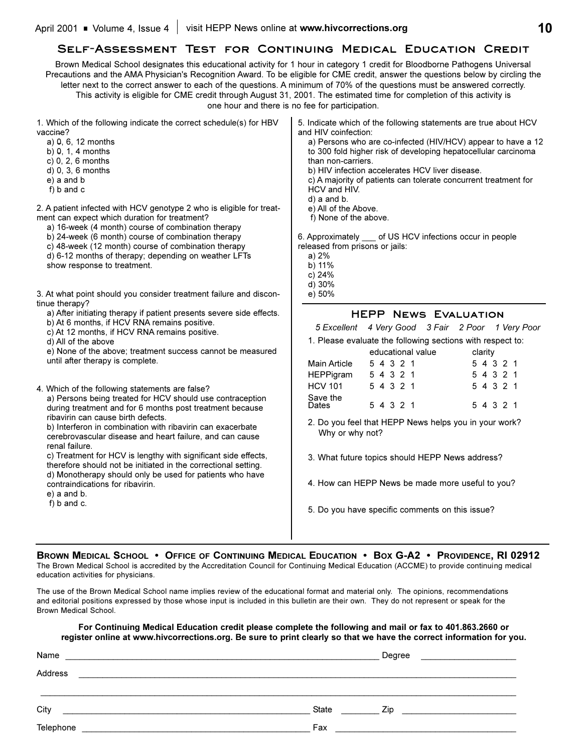## Self-Assessment Test for Continuing Medical Education Credit

Brown Medical School designates this educational activity for 1 hour in category 1 credit for Bloodborne Pathogens Universal Precautions and the AMA Physician's Recognition Award. To be eligible for CME credit, answer the questions below by circling the letter next to the correct answer to each of the questions. A minimum of 70% of the questions must be answered correctly. This activity is eligible for CME credit through August 31, 2001. The estimated time for completion of this activity is one hour and there is no fee for participation.

1. Which of the following indicate the correct schedule(s) for HBV vaccine?
   a) 0, 6, 12 months
   b) 0, 1, 4 months
   c) 0, 2, 6 months
   d) 0, 3, 6 months
   e) a and b
   f) b and c

2. A patient infected with HCV genotype 2 who is eligible for treatment can expect which duration for treatment?
   a) 16-week (4 month) course of combination therapy
   b) 24-week (6 month) course of combination therapy
   c) 48-week (12 month) course of combination therapy
   d) 6-12 months of therapy; depending on weather LFTs show response to treatment.

3. At what point should you consider treatment failure and discontinue therapy?
   a) After initiating therapy if patient presents severe side effects.
   b) At 6 months, if HCV RNA remains positive.
   c) At 12 months, if HCV RNA remains positive.
   d) All of the above
   e) None of the above; treatment success cannot be measured until after therapy is complete.

4. Which of the following statements are false?
   a) Persons being treated for HCV should use contraception during treatment and for 6 months post treatment because ribavirin can cause birth defects.
   b) Interferon in combination with ribavirin can exacerbate cerebrovascular disease and heart failure, and can cause renal failure.
   c) Treatment for HCV is lengthy with significant side effects, therefore should not be initiated in the correctional setting.
   d) Monotherapy should only be used for patients who have contraindications for ribavirin.
   e) a and b.
   f) b and c.

5. Indicate which of the following statements are true about HCV and HIV coinfection:
   a) Persons who are co-infected (HIV/HCV) appear to have a 12 to 300 fold higher risk of developing hepatocellular carcinoma than non-carriers.
   b) HIV infection accelerates HCV liver disease.
   c) A majority of patients can tolerate concurrent treatment for HCV and HIV.
   d) a and b.
   e) All of the Above.
   f) None of the above.

6. Approximately ___ of US HCV infections occur in people released from prisons or jails:
   a) 2%
   b) 11%
   c) 24%
   d) 30%
   e) 50%

### HEPP News Evaluation

*5 Excellent 4 Very Good 3 Fair 2 Poor 1 Very Poor*

1. Please evaluate the following sections with respect to:

| | educational value | clarity |
|---|---|---|
| Main Article | 5 4 3 2 1 | 5 4 3 2 1 |
| HEPPigram | 5 4 3 2 1 | 5 4 3 2 1 |
| HCV 101 | 5 4 3 2 1 | 5 4 3 2 1 |
| Save the Dates | 5 4 3 2 1 | 5 4 3 2 1 |

2. Do you feel that HEPP News helps you in your work? Why or why not?

3. What future topics should HEPP News address?

4. How can HEPP News be made more useful to you?

5. Do you have specific comments on this issue?

**Brown Medical School • Office of Continuing Medical Education • Box G-A2 • Providence, RI 02912**

The Brown Medical School is accredited by the Accreditation Council for Continuing Medical Education (ACCME) to provide continuing medical education activities for physicians.

The use of the Brown Medical School name implies review of the educational format and material only. The opinions, recommendations and editorial positions expressed by those whose input is included in this bulletin are their own. They do not represent or speak for the Brown Medical School.

**For Continuing Medical Education credit please complete the following and mail or fax to 401.863.2660 or register online at www.hivcorrections.org. Be sure to print clearly so that we have the correct information for you.**

Name ____________________ Degree ____________________

Address ____________________________________________

____________________________________________

City ____________________ State ________ Zip ____________________

Telephone ____________________ Fax ____________________